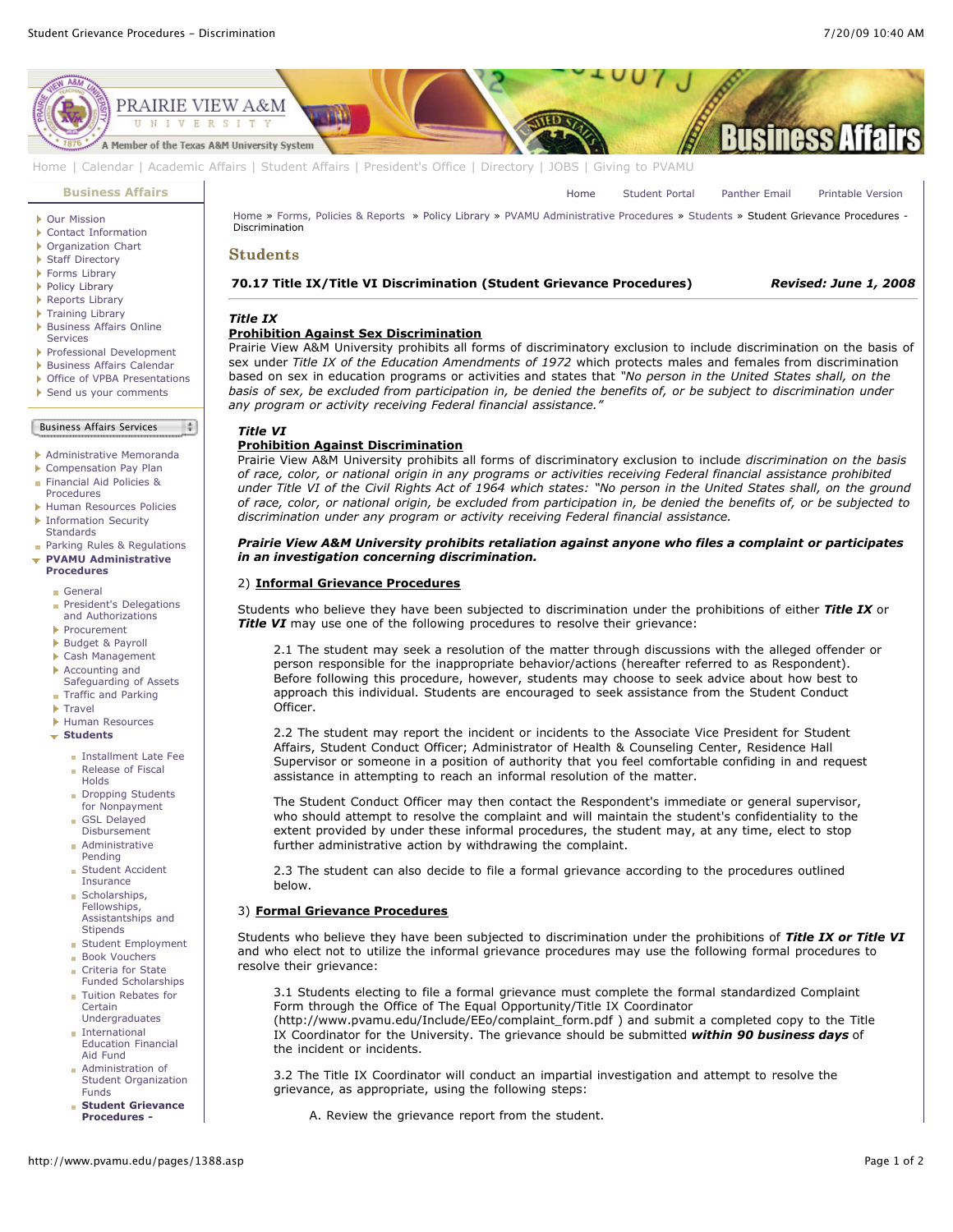Home » Forms, Policies & Reports » Policy Library » PVAMU Administrative Procedures » Students » Student Grievance Procedures - Discrimination

## Students

**70.17 Title IX/Title VI Discrimination (Student Grievance Procedures)** ***Revised: June 1, 2008***

***Title IX***
**Prohibition Against Sex Discrimination**
Prairie View A&M University prohibits all forms of discriminatory exclusion to include discrimination on the basis of sex under *Title IX of the Education Amendments of 1972* which protects males and females from discrimination based on sex in education programs or activities and states that *"No person in the United States shall, on the basis of sex, be excluded from participation in, be denied the benefits of, or be subject to discrimination under any program or activity receiving Federal financial assistance."*

***Title VI***
**Prohibition Against Discrimination**
Prairie View A&M University prohibits all forms of discriminatory exclusion to include *discrimination on the basis of race, color, or national origin in any programs or activities receiving Federal financial assistance prohibited under Title VI of the Civil Rights Act of 1964 which states: "No person in the United States shall, on the ground of race, color, or national origin, be excluded from participation in, be denied the benefits of, or be subjected to discrimination under any program or activity receiving Federal financial assistance.*

***Prairie View A&M University prohibits retaliation against anyone who files a complaint or participates in an investigation concerning discrimination.***

2) **Informal Grievance Procedures**

Students who believe they have been subjected to discrimination under the prohibitions of either ***Title IX*** or ***Title VI*** may use one of the following procedures to resolve their grievance:

2.1 The student may seek a resolution of the matter through discussions with the alleged offender or person responsible for the inappropriate behavior/actions (hereafter referred to as Respondent). Before following this procedure, however, students may choose to seek advice about how best to approach this individual. Students are encouraged to seek assistance from the Student Conduct Officer.

2.2 The student may report the incident or incidents to the Associate Vice President for Student Affairs, Student Conduct Officer; Administrator of Health & Counseling Center, Residence Hall Supervisor or someone in a position of authority that you feel comfortable confiding in and request assistance in attempting to reach an informal resolution of the matter.

The Student Conduct Officer may then contact the Respondent's immediate or general supervisor, who should attempt to resolve the complaint and will maintain the student's confidentiality to the extent provided by under these informal procedures, the student may, at any time, elect to stop further administrative action by withdrawing the complaint.

2.3 The student can also decide to file a formal grievance according to the procedures outlined below.

3) **Formal Grievance Procedures**

Students who believe they have been subjected to discrimination under the prohibitions of ***Title IX or Title VI*** and who elect not to utilize the informal grievance procedures may use the following formal procedures to resolve their grievance:

3.1 Students electing to file a formal grievance must complete the formal standardized Complaint Form through the Office of The Equal Opportunity/Title IX Coordinator (http://www.pvamu.edu/Include/EEo/complaint_form.pdf ) and submit a completed copy to the Title IX Coordinator for the University. The grievance should be submitted ***within 90 business days*** of the incident or incidents.

3.2 The Title IX Coordinator will conduct an impartial investigation and attempt to resolve the grievance, as appropriate, using the following steps:

A. Review the grievance report from the student.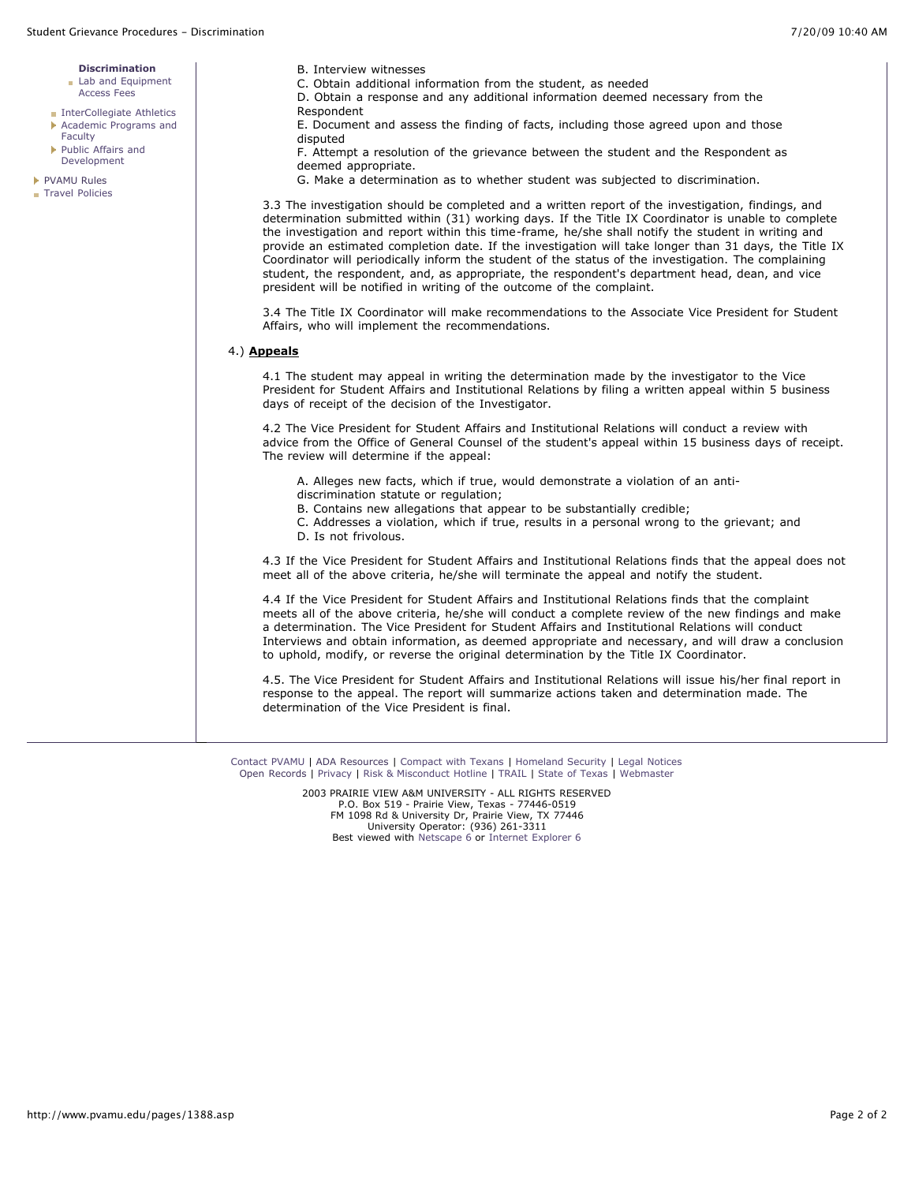B. Interview witnesses
C. Obtain additional information from the student, as needed
D. Obtain a response and any additional information deemed necessary from the Respondent
E. Document and assess the finding of facts, including those agreed upon and those disputed
F. Attempt a resolution of the grievance between the student and the Respondent as deemed appropriate.
G. Make a determination as to whether student was subjected to discrimination.

3.3 The investigation should be completed and a written report of the investigation, findings, and determination submitted within (31) working days. If the Title IX Coordinator is unable to complete the investigation and report within this time-frame, he/she shall notify the student in writing and provide an estimated completion date. If the investigation will take longer than 31 days, the Title IX Coordinator will periodically inform the student of the status of the investigation. The complaining student, the respondent, and, as appropriate, the respondent's department head, dean, and vice president will be notified in writing of the outcome of the complaint.

3.4 The Title IX Coordinator will make recommendations to the Associate Vice President for Student Affairs, who will implement the recommendations.

## 4.) **Appeals**

4.1 The student may appeal in writing the determination made by the investigator to the Vice President for Student Affairs and Institutional Relations by filing a written appeal within 5 business days of receipt of the decision of the Investigator.

4.2 The Vice President for Student Affairs and Institutional Relations will conduct a review with advice from the Office of General Counsel of the student's appeal within 15 business days of receipt. The review will determine if the appeal:

A. Alleges new facts, which if true, would demonstrate a violation of an anti-discrimination statute or regulation;
B. Contains new allegations that appear to be substantially credible;
C. Addresses a violation, which if true, results in a personal wrong to the grievant; and
D. Is not frivolous.

4.3 If the Vice President for Student Affairs and Institutional Relations finds that the appeal does not meet all of the above criteria, he/she will terminate the appeal and notify the student.

4.4 If the Vice President for Student Affairs and Institutional Relations finds that the complaint meets all of the above criteria, he/she will conduct a complete review of the new findings and make a determination. The Vice President for Student Affairs and Institutional Relations will conduct Interviews and obtain information, as deemed appropriate and necessary, and will draw a conclusion to uphold, modify, or reverse the original determination by the Title IX Coordinator.

4.5. The Vice President for Student Affairs and Institutional Relations will issue his/her final report in response to the appeal. The report will summarize actions taken and determination made. The determination of the Vice President is final.